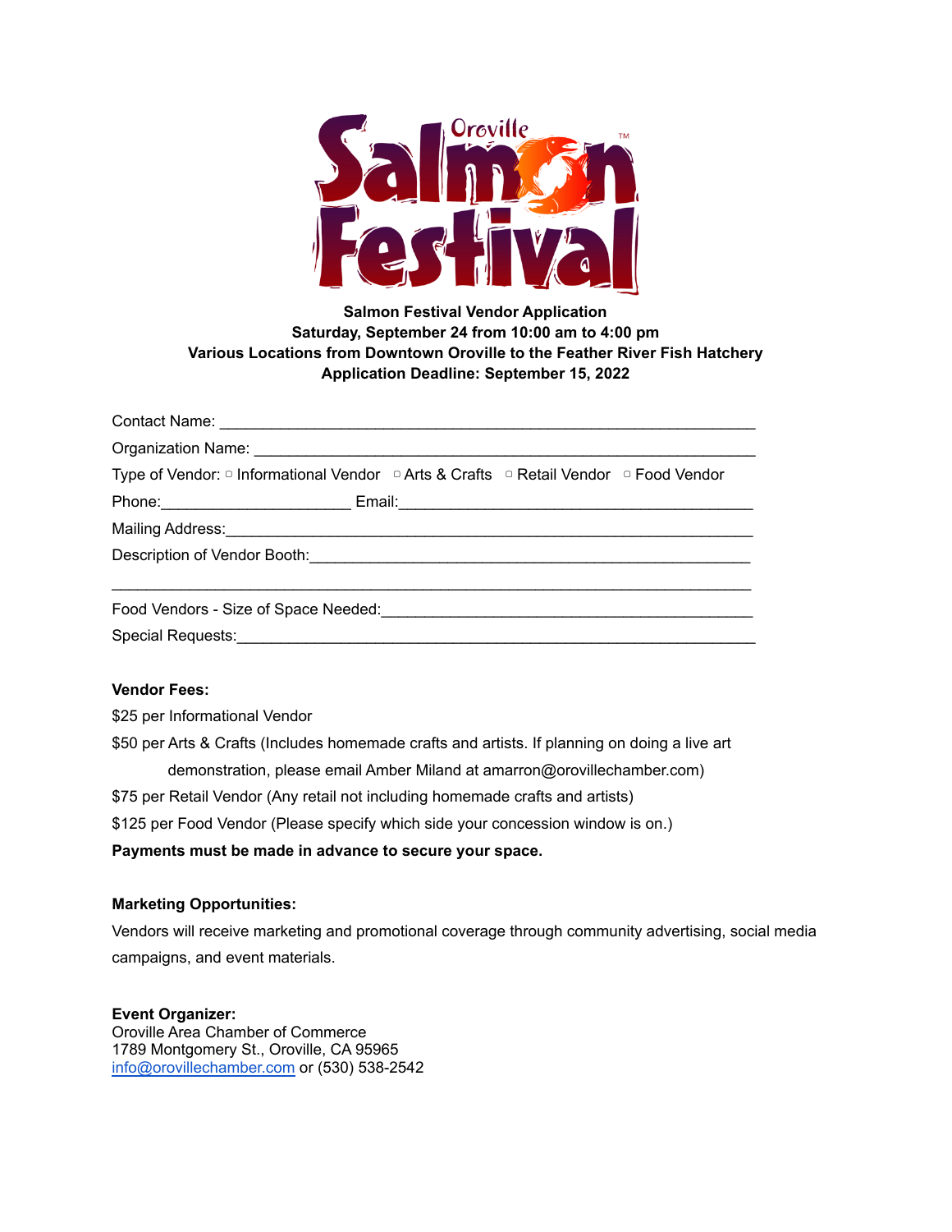# Oroville Salmon Festival™

**Salmon Festival Vendor Application**
**Saturday, September 24 from 10:00 am to 4:00 pm**
**Various Locations from Downtown Oroville to the Feather River Fish Hatchery**
**Application Deadline: September 15, 2022**

Contact Name: ______________________________________________________________

Organization Name: __________________________________________________________

Type of Vendor: ▢ Informational Vendor ▢ Arts & Crafts ▢ Retail Vendor ▢ Food Vendor

Phone:_____________________ Email:_______________________________________

Mailing Address:______________________________________________________________

Description of Vendor Booth:_____________________________________________________

_______________________________________________________________________

Food Vendors - Size of Space Needed:_______________________________________

Special Requests:____________________________________________________________

**Vendor Fees:**

$25 per Informational Vendor

$50 per Arts & Crafts (Includes homemade crafts and artists. If planning on doing a live art demonstration, please email Amber Miland at amarron@orovillechamber.com)

$75 per Retail Vendor (Any retail not including homemade crafts and artists)

$125 per Food Vendor (Please specify which side your concession window is on.)

**Payments must be made in advance to secure your space.**

**Marketing Opportunities:**

Vendors will receive marketing and promotional coverage through community advertising, social media campaigns, and event materials.

**Event Organizer:**
Oroville Area Chamber of Commerce
1789 Montgomery St., Oroville, CA 95965
info@orovillechamber.com or (530) 538-2542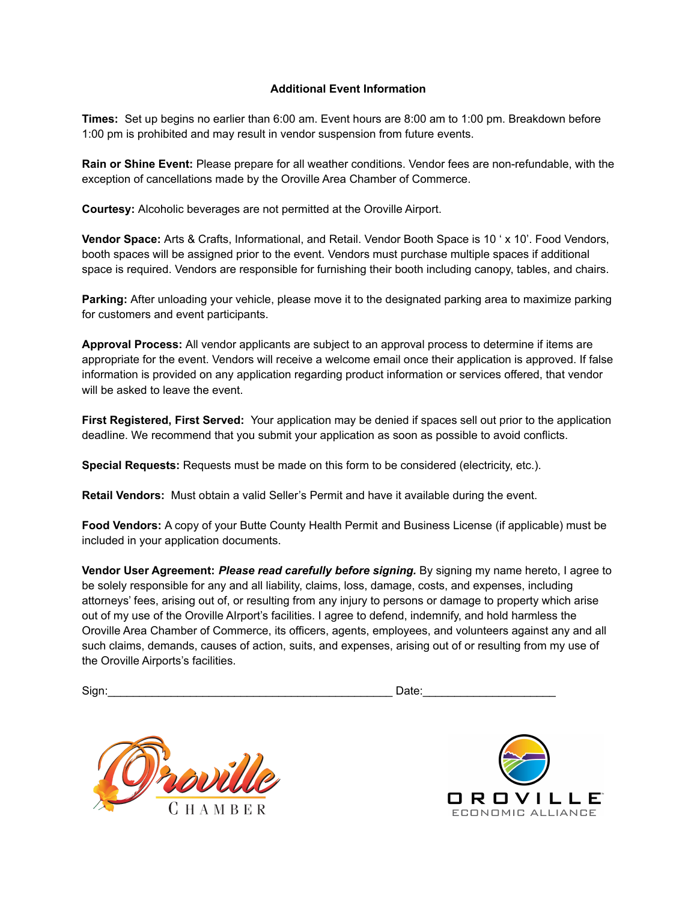## Additional Event Information

**Times:** Set up begins no earlier than 6:00 am. Event hours are 8:00 am to 1:00 pm. Breakdown before 1:00 pm is prohibited and may result in vendor suspension from future events.

**Rain or Shine Event:** Please prepare for all weather conditions. Vendor fees are non-refundable, with the exception of cancellations made by the Oroville Area Chamber of Commerce.

**Courtesy:** Alcoholic beverages are not permitted at the Oroville Airport.

**Vendor Space:** Arts & Crafts, Informational, and Retail. Vendor Booth Space is 10 ' x 10'. Food Vendors, booth spaces will be assigned prior to the event. Vendors must purchase multiple spaces if additional space is required. Vendors are responsible for furnishing their booth including canopy, tables, and chairs.

**Parking:** After unloading your vehicle, please move it to the designated parking area to maximize parking for customers and event participants.

**Approval Process:** All vendor applicants are subject to an approval process to determine if items are appropriate for the event. Vendors will receive a welcome email once their application is approved. If false information is provided on any application regarding product information or services offered, that vendor will be asked to leave the event.

**First Registered, First Served:** Your application may be denied if spaces sell out prior to the application deadline. We recommend that you submit your application as soon as possible to avoid conflicts.

**Special Requests:** Requests must be made on this form to be considered (electricity, etc.).

**Retail Vendors:** Must obtain a valid Seller's Permit and have it available during the event.

**Food Vendors:** A copy of your Butte County Health Permit and Business License (if applicable) must be included in your application documents.

**Vendor User Agreement:** ***Please read carefully before signing.*** By signing my name hereto, I agree to be solely responsible for any and all liability, claims, loss, damage, costs, and expenses, including attorneys' fees, arising out of, or resulting from any injury to persons or damage to property which arise out of my use of the Oroville AIrport's facilities. I agree to defend, indemnify, and hold harmless the Oroville Area Chamber of Commerce, its officers, agents, employees, and volunteers against any and all such claims, demands, causes of action, suits, and expenses, arising out of or resulting from my use of the Oroville Airports's facilities.

Sign:____________________________________________ Date:____________________

Oroville CHAMBER

OROVILLE ECONOMIC ALLIANCE